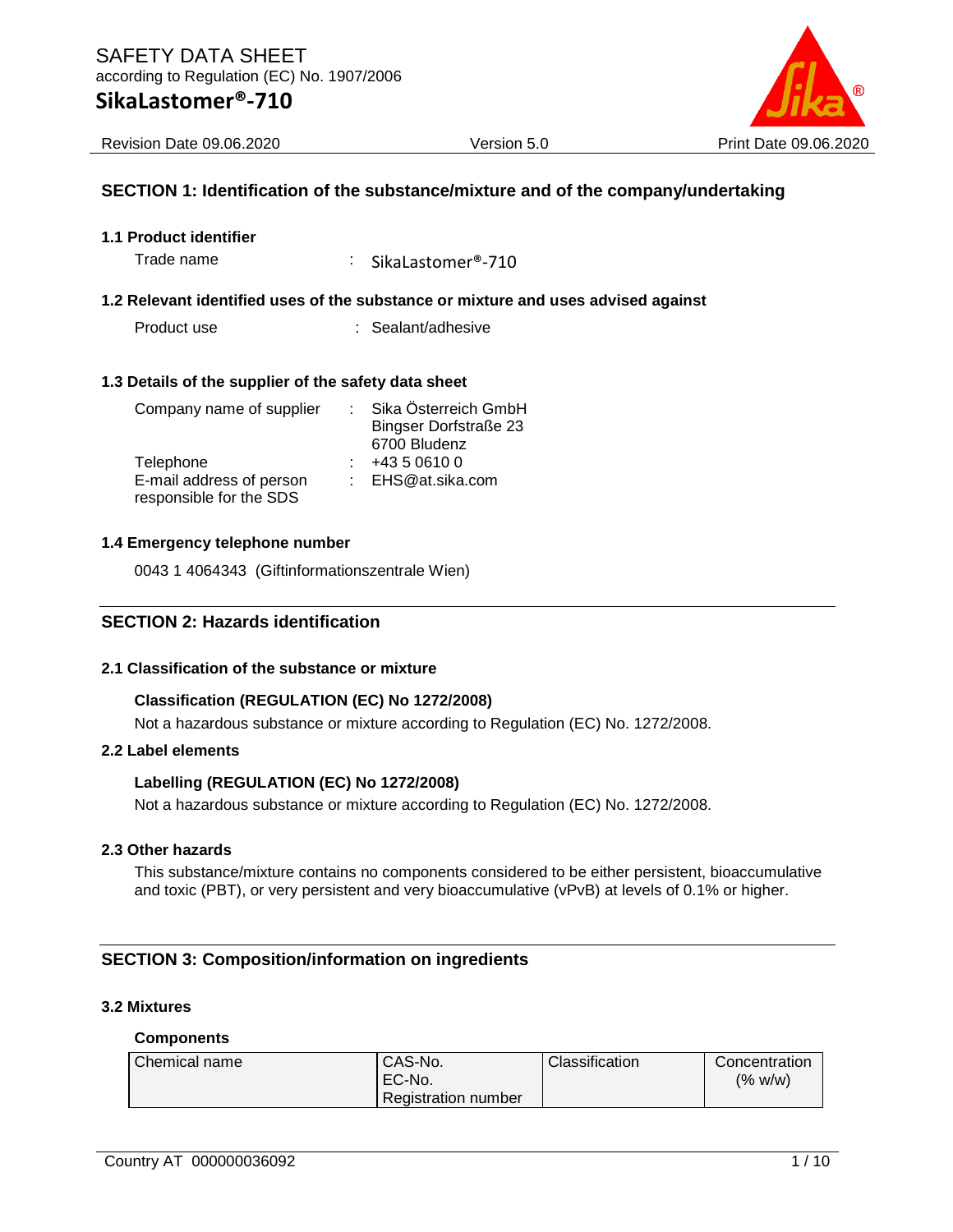# SAFETY DATA SHEET

according to Regulation (EC) No. 1907/2006

## SikaLastomer®-710

Revision Date 09.06.2020 Version 5.0 Print Date 09.06.2020

## SECTION 1: Identification of the substance/mixture and of the company/undertaking

### 1.1 Product identifier

Trade name : SikaLastomer®-710

### 1.2 Relevant identified uses of the substance or mixture and uses advised against

Product use : Sealant/adhesive

### 1.3 Details of the supplier of the safety data sheet

Company name of supplier : Sika Österreich GmbH
Bingser Dorfstraße 23
6700 Bludenz

Telephone : +43 5 0610 0

E-mail address of person responsible for the SDS : EHS@at.sika.com

### 1.4 Emergency telephone number

0043 1 4064343 (Giftinformationszentrale Wien)

## SECTION 2: Hazards identification

### 2.1 Classification of the substance or mixture

**Classification (REGULATION (EC) No 1272/2008)**

Not a hazardous substance or mixture according to Regulation (EC) No. 1272/2008.

### 2.2 Label elements

**Labelling (REGULATION (EC) No 1272/2008)**

Not a hazardous substance or mixture according to Regulation (EC) No. 1272/2008.

### 2.3 Other hazards

This substance/mixture contains no components considered to be either persistent, bioaccumulative and toxic (PBT), or very persistent and very bioaccumulative (vPvB) at levels of 0.1% or higher.

## SECTION 3: Composition/information on ingredients

### 3.2 Mixtures

**Components**

| Chemical name | CAS-No.<br>EC-No.<br>Registration number | Classification | Concentration (% w/w) |
|---|---|---|---|

Country AT 000000036092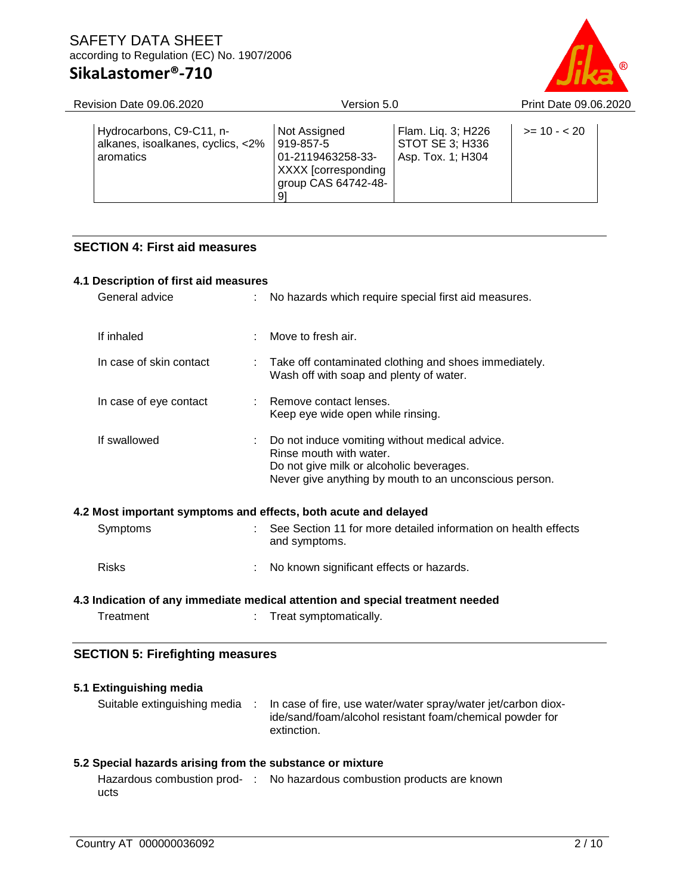| | | | |
|---|---|---|---|
| Hydrocarbons, C9-C11, n-alkanes, isoalkanes, cyclics, <2% aromatics | Not Assigned<br>919-857-5<br>01-2119463258-33-XXXX [corresponding group CAS 64742-48-9] | Flam. Liq. 3; H226<br>STOT SE 3; H336<br>Asp. Tox. 1; H304 | >= 10 - < 20 |

## SECTION 4: First aid measures

### 4.1 Description of first aid measures

| | | |
|---|---|---|
| General advice | : | No hazards which require special first aid measures. |
| If inhaled | : | Move to fresh air. |
| In case of skin contact | : | Take off contaminated clothing and shoes immediately.<br>Wash off with soap and plenty of water. |
| In case of eye contact | : | Remove contact lenses.<br>Keep eye wide open while rinsing. |
| If swallowed | : | Do not induce vomiting without medical advice.<br>Rinse mouth with water.<br>Do not give milk or alcoholic beverages.<br>Never give anything by mouth to an unconscious person. |

### 4.2 Most important symptoms and effects, both acute and delayed

| | | |
|---|---|---|
| Symptoms | : | See Section 11 for more detailed information on health effects and symptoms. |
| Risks | : | No known significant effects or hazards. |

### 4.3 Indication of any immediate medical attention and special treatment needed

| | | |
|---|---|---|
| Treatment | : | Treat symptomatically. |

## SECTION 5: Firefighting measures

### 5.1 Extinguishing media

| | | |
|---|---|---|
| Suitable extinguishing media | : | In case of fire, use water/water spray/water jet/carbon dioxide/sand/foam/alcohol resistant foam/chemical powder for extinction. |

### 5.2 Special hazards arising from the substance or mixture

| | | |
|---|---|---|
| Hazardous combustion products | : | No hazardous combustion products are known |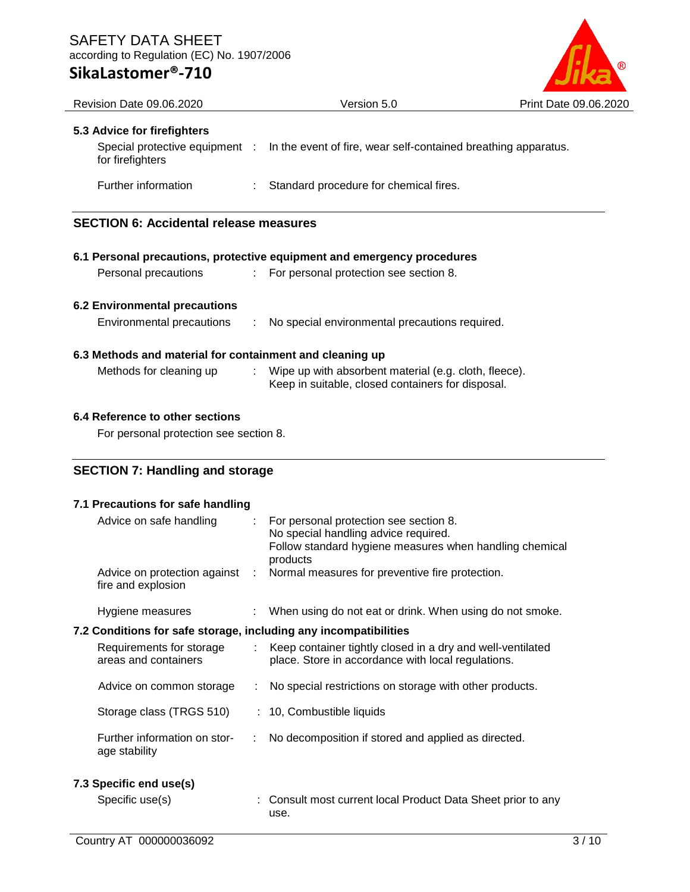### 5.3 Advice for firefighters

| | | |
|---|---|---|
| Special protective equipment for firefighters | : | In the event of fire, wear self-contained breathing apparatus. |
| Further information | : | Standard procedure for chemical fires. |

## SECTION 6: Accidental release measures

### 6.1 Personal precautions, protective equipment and emergency procedures

| | | |
|---|---|---|
| Personal precautions | : | For personal protection see section 8. |

### 6.2 Environmental precautions

| | | |
|---|---|---|
| Environmental precautions | : | No special environmental precautions required. |

### 6.3 Methods and material for containment and cleaning up

| | | |
|---|---|---|
| Methods for cleaning up | : | Wipe up with absorbent material (e.g. cloth, fleece).<br>Keep in suitable, closed containers for disposal. |

### 6.4 Reference to other sections

For personal protection see section 8.

## SECTION 7: Handling and storage

### 7.1 Precautions for safe handling

| | | |
|---|---|---|
| Advice on safe handling | : | For personal protection see section 8.<br>No special handling advice required.<br>Follow standard hygiene measures when handling chemical products |
| Advice on protection against fire and explosion | : | Normal measures for preventive fire protection. |
| Hygiene measures | : | When using do not eat or drink. When using do not smoke. |

### 7.2 Conditions for safe storage, including any incompatibilities

| | | |
|---|---|---|
| Requirements for storage areas and containers | : | Keep container tightly closed in a dry and well-ventilated place. Store in accordance with local regulations. |
| Advice on common storage | : | No special restrictions on storage with other products. |
| Storage class (TRGS 510) | : | 10, Combustible liquids |
| Further information on storage stability | : | No decomposition if stored and applied as directed. |

### 7.3 Specific end use(s)

| | | |
|---|---|---|
| Specific use(s) | : | Consult most current local Product Data Sheet prior to any use. |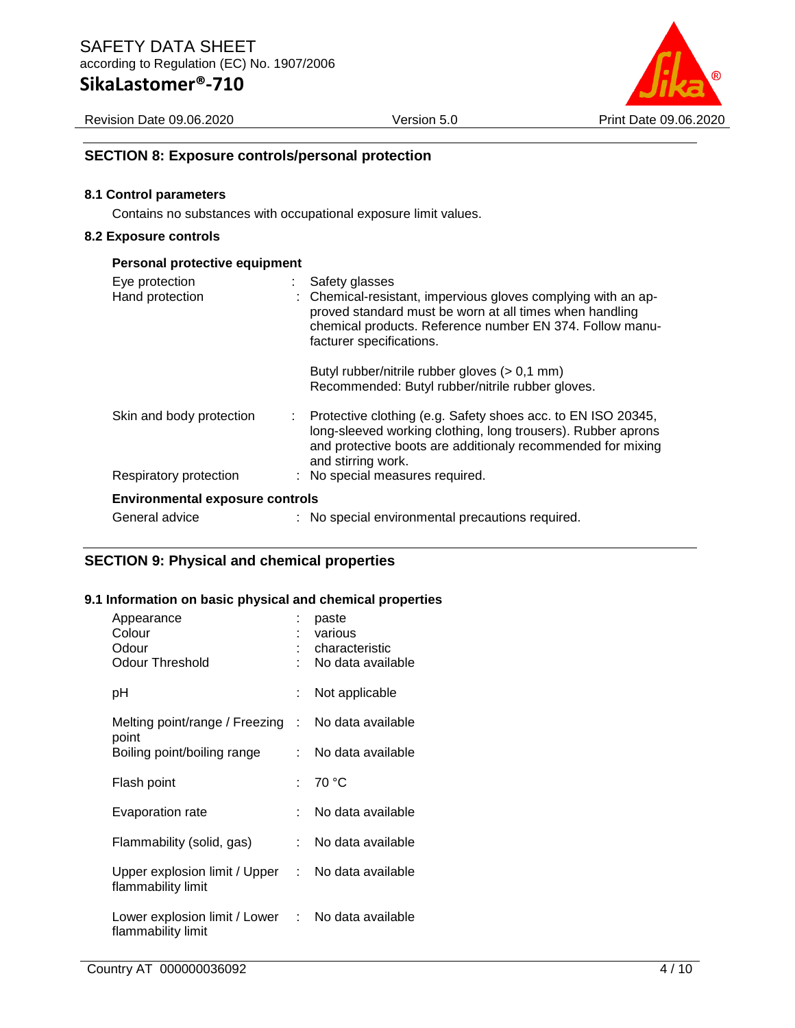## SECTION 8: Exposure controls/personal protection

### 8.1 Control parameters

Contains no substances with occupational exposure limit values.

### 8.2 Exposure controls

**Personal protective equipment**

| | |
|---|---|
| Eye protection | : Safety glasses |
| Hand protection | : Chemical-resistant, impervious gloves complying with an approved standard must be worn at all times when handling chemical products. Reference number EN 374. Follow manufacturer specifications.<br><br>Butyl rubber/nitrile rubber gloves (> 0,1 mm)<br>Recommended: Butyl rubber/nitrile rubber gloves. |
| Skin and body protection | : Protective clothing (e.g. Safety shoes acc. to EN ISO 20345, long-sleeved working clothing, long trousers). Rubber aprons and protective boots are additionaly recommended for mixing and stirring work. |
| Respiratory protection | : No special measures required. |

**Environmental exposure controls**

| | |
|---|---|
| General advice | : No special environmental precautions required. |

## SECTION 9: Physical and chemical properties

### 9.1 Information on basic physical and chemical properties

| | |
|---|---|
| Appearance | : paste |
| Colour | : various |
| Odour | : characteristic |
| Odour Threshold | : No data available |
| pH | : Not applicable |
| Melting point/range / Freezing point | : No data available |
| Boiling point/boiling range | : No data available |
| Flash point | : 70 °C |
| Evaporation rate | : No data available |
| Flammability (solid, gas) | : No data available |
| Upper explosion limit / Upper flammability limit | : No data available |
| Lower explosion limit / Lower flammability limit | : No data available |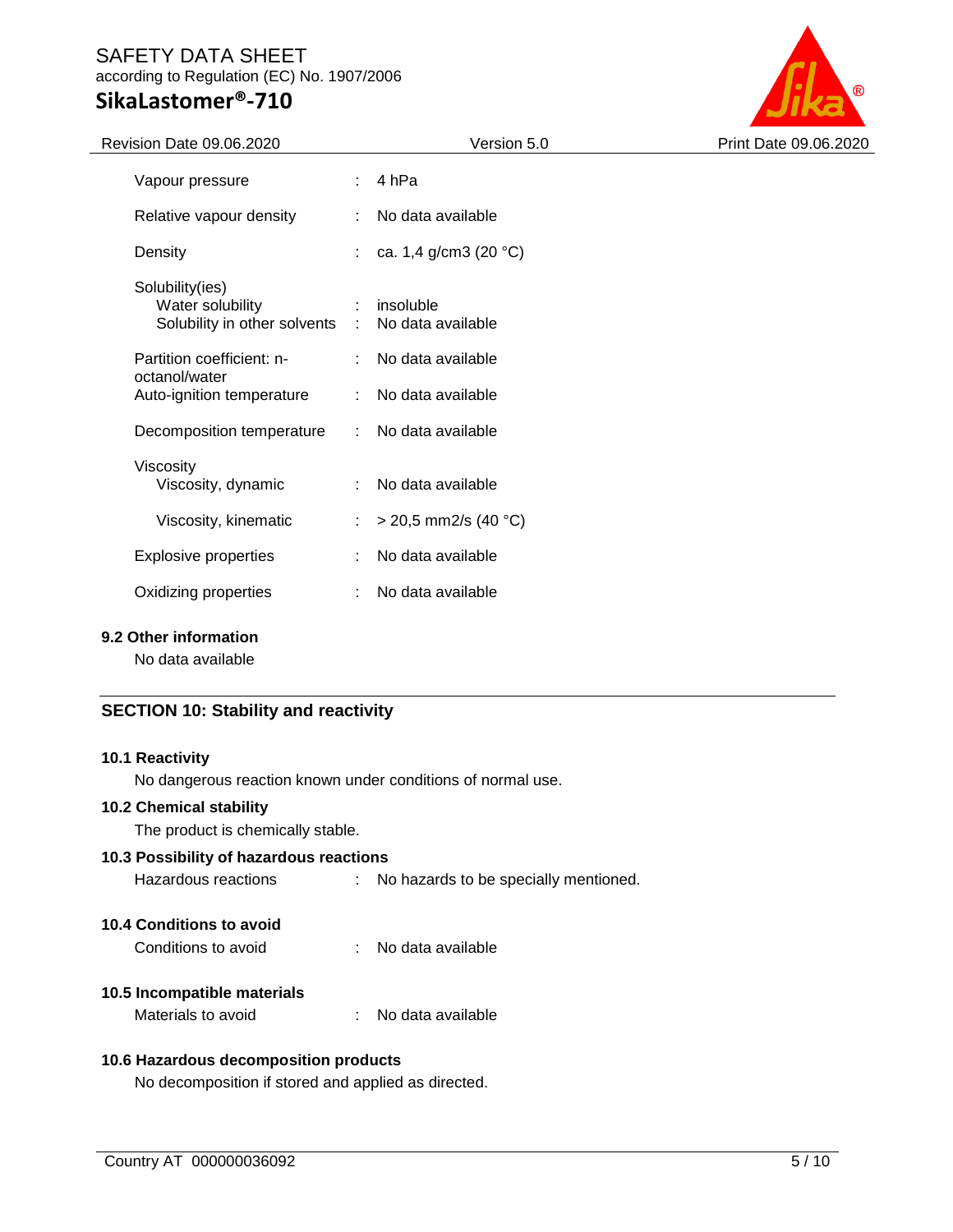| | | |
|---|---|---|
| Vapour pressure | : | 4 hPa |
| Relative vapour density | : | No data available |
| Density | : | ca. 1,4 g/cm3 (20 °C) |
| Solubility(ies) | | |
| Water solubility | : | insoluble |
| Solubility in other solvents | : | No data available |
| Partition coefficient: n-octanol/water | : | No data available |
| Auto-ignition temperature | : | No data available |
| Decomposition temperature | : | No data available |
| Viscosity | | |
| Viscosity, dynamic | : | No data available |
| Viscosity, kinematic | : | > 20,5 mm2/s (40 °C) |
| Explosive properties | : | No data available |
| Oxidizing properties | : | No data available |

### 9.2 Other information

No data available

## SECTION 10: Stability and reactivity

### 10.1 Reactivity

No dangerous reaction known under conditions of normal use.

### 10.2 Chemical stability

The product is chemically stable.

### 10.3 Possibility of hazardous reactions

Hazardous reactions : No hazards to be specially mentioned.

### 10.4 Conditions to avoid

Conditions to avoid : No data available

### 10.5 Incompatible materials

Materials to avoid : No data available

### 10.6 Hazardous decomposition products

No decomposition if stored and applied as directed.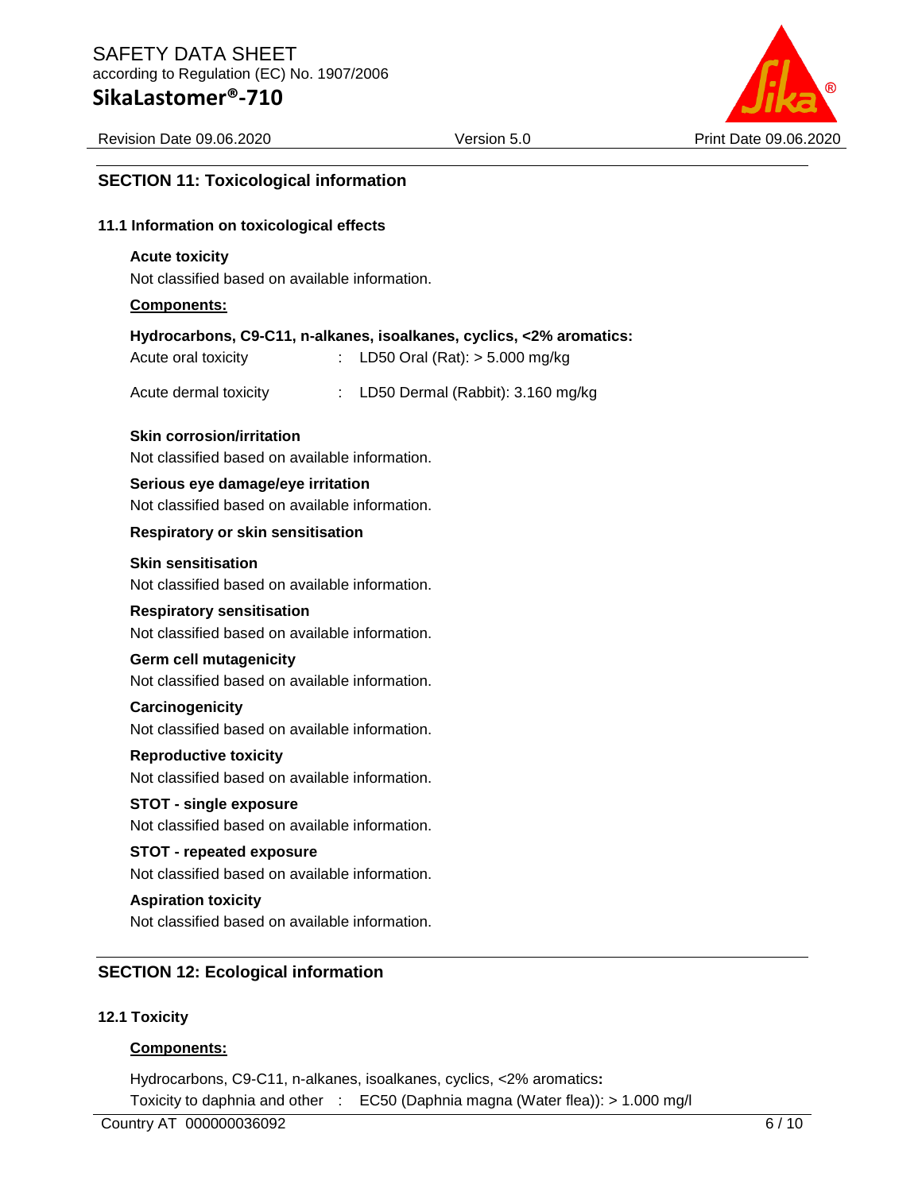## SECTION 11: Toxicological information

### 11.1 Information on toxicological effects

**Acute toxicity**

Not classified based on available information.

**Components:**

**Hydrocarbons, C9-C11, n-alkanes, isoalkanes, cyclics, <2% aromatics:**

| | | |
|---|---|---|
| Acute oral toxicity | : | LD50 Oral (Rat): > 5.000 mg/kg |
| Acute dermal toxicity | : | LD50 Dermal (Rabbit): 3.160 mg/kg |

**Skin corrosion/irritation**

Not classified based on available information.

**Serious eye damage/eye irritation**

Not classified based on available information.

**Respiratory or skin sensitisation**

**Skin sensitisation**

Not classified based on available information.

**Respiratory sensitisation**

Not classified based on available information.

**Germ cell mutagenicity**

Not classified based on available information.

**Carcinogenicity**

Not classified based on available information.

**Reproductive toxicity**

Not classified based on available information.

**STOT - single exposure**

Not classified based on available information.

**STOT - repeated exposure**

Not classified based on available information.

**Aspiration toxicity**

Not classified based on available information.

## SECTION 12: Ecological information

### 12.1 Toxicity

**Components:**

Hydrocarbons, C9-C11, n-alkanes, isoalkanes, cyclics, <2% aromatics**:**

| | | |
|---|---|---|
| Toxicity to daphnia and other | : | EC50 (Daphnia magna (Water flea)): > 1.000 mg/l |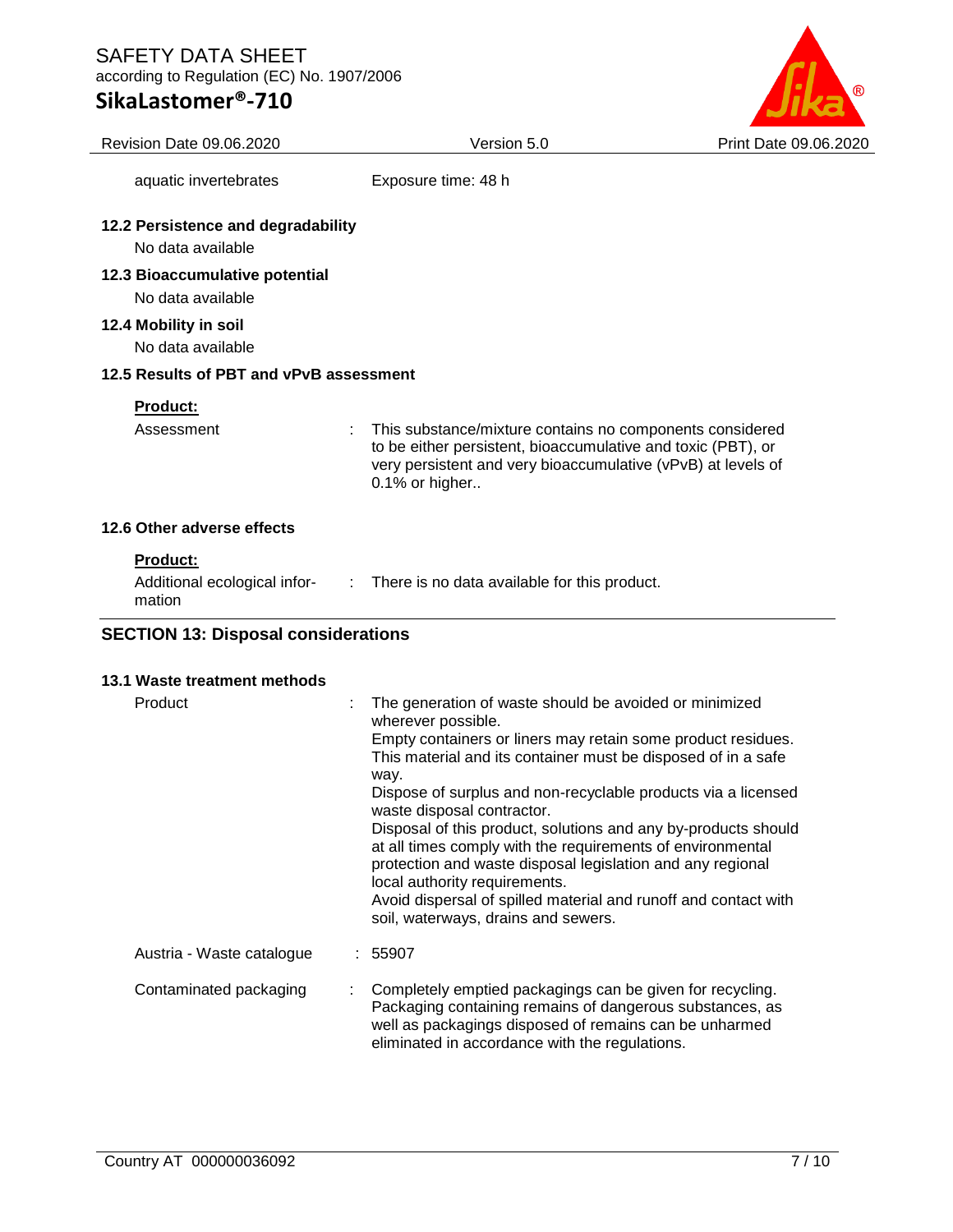| | |
|---|---|
| aquatic invertebrates | Exposure time: 48 h |

**12.2 Persistence and degradability**

No data available

**12.3 Bioaccumulative potential**

No data available

**12.4 Mobility in soil**

No data available

**12.5 Results of PBT and vPvB assessment**

**Product:**

| | |
|---|---|
| Assessment | : This substance/mixture contains no components considered to be either persistent, bioaccumulative and toxic (PBT), or very persistent and very bioaccumulative (vPvB) at levels of 0.1% or higher.. |

**12.6 Other adverse effects**

**Product:**

| | |
|---|---|
| Additional ecological information | : There is no data available for this product. |

## SECTION 13: Disposal considerations

**13.1 Waste treatment methods**

| | |
|---|---|
| Product | : The generation of waste should be avoided or minimized wherever possible.<br>Empty containers or liners may retain some product residues.<br>This material and its container must be disposed of in a safe way.<br>Dispose of surplus and non-recyclable products via a licensed waste disposal contractor.<br>Disposal of this product, solutions and any by-products should at all times comply with the requirements of environmental protection and waste disposal legislation and any regional local authority requirements.<br>Avoid dispersal of spilled material and runoff and contact with soil, waterways, drains and sewers. |
| Austria - Waste catalogue | : 55907 |
| Contaminated packaging | : Completely emptied packagings can be given for recycling.<br>Packaging containing remains of dangerous substances, as well as packagings disposed of remains can be unharmed eliminated in accordance with the regulations. |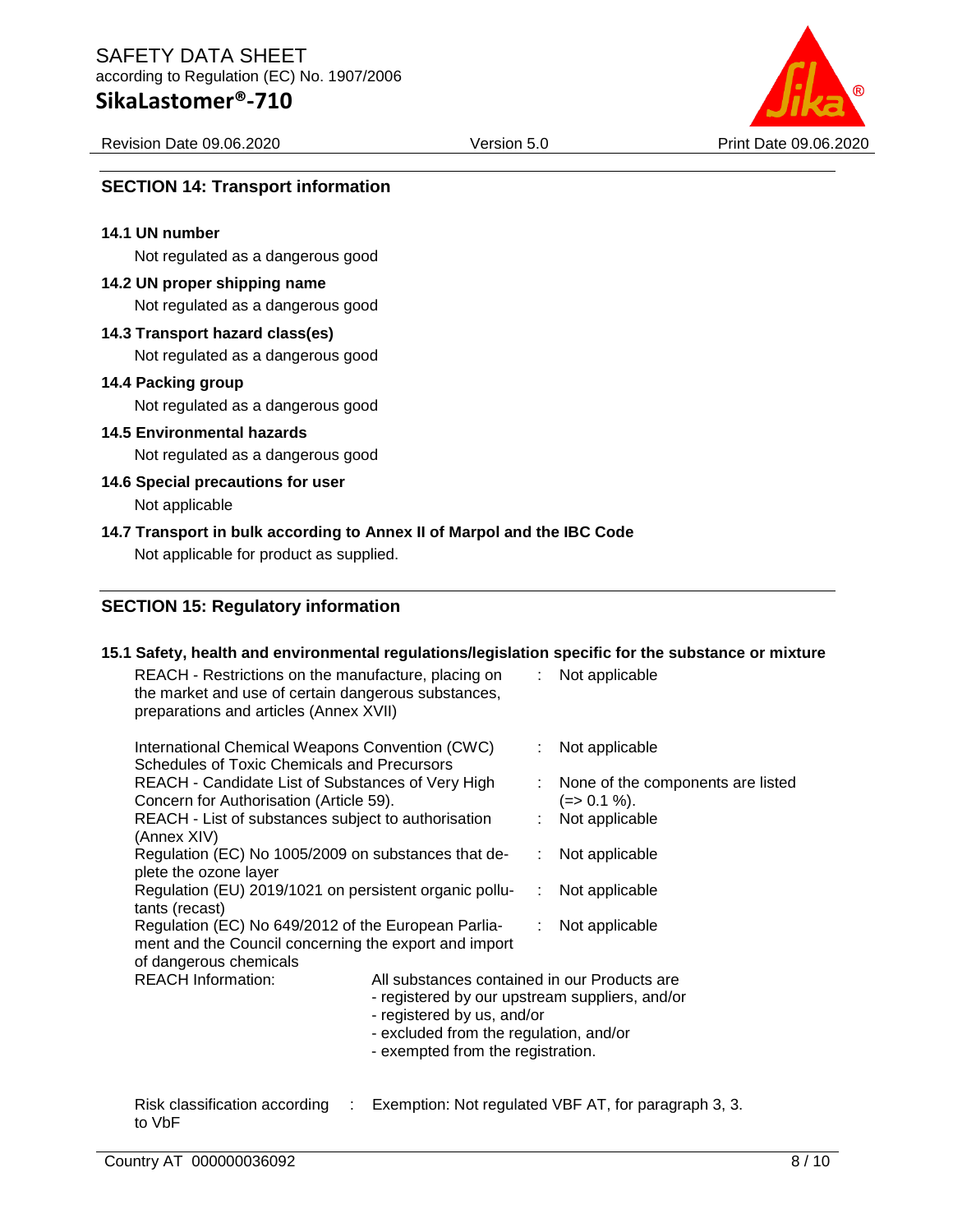## SECTION 14: Transport information

**14.1 UN number**

Not regulated as a dangerous good

**14.2 UN proper shipping name**

Not regulated as a dangerous good

**14.3 Transport hazard class(es)**

Not regulated as a dangerous good

**14.4 Packing group**

Not regulated as a dangerous good

**14.5 Environmental hazards**

Not regulated as a dangerous good

**14.6 Special precautions for user**

Not applicable

**14.7 Transport in bulk according to Annex II of Marpol and the IBC Code**

Not applicable for product as supplied.

## SECTION 15: Regulatory information

**15.1 Safety, health and environmental regulations/legislation specific for the substance or mixture**

| | |
|---|---|
| REACH - Restrictions on the manufacture, placing on the market and use of certain dangerous substances, preparations and articles (Annex XVII) | : Not applicable |
| International Chemical Weapons Convention (CWC) Schedules of Toxic Chemicals and Precursors | : Not applicable |
| REACH - Candidate List of Substances of Very High Concern for Authorisation (Article 59). | : None of the components are listed (=> 0.1 %). |
| REACH - List of substances subject to authorisation (Annex XIV) | : Not applicable |
| Regulation (EC) No 1005/2009 on substances that deplete the ozone layer | : Not applicable |
| Regulation (EU) 2019/1021 on persistent organic pollutants (recast) | : Not applicable |
| Regulation (EC) No 649/2012 of the European Parliament and the Council concerning the export and import of dangerous chemicals | : Not applicable |

REACH Information: All substances contained in our Products are
- registered by our upstream suppliers, and/or
- registered by us, and/or
- excluded from the regulation, and/or
- exempted from the registration.

Risk classification according to VbF : Exemption: Not regulated VBF AT, for paragraph 3, 3.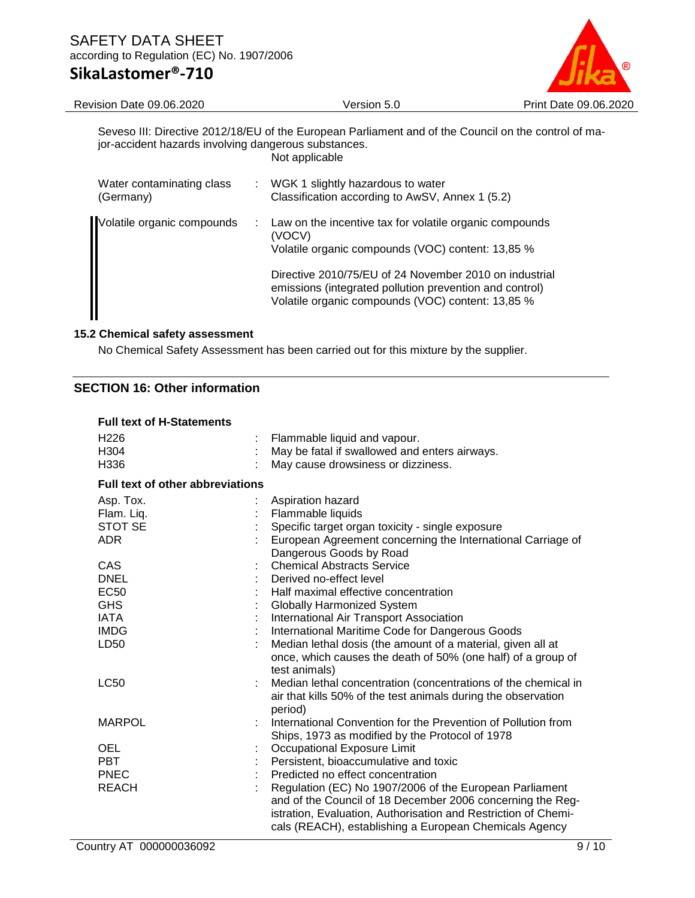Seveso III: Directive 2012/18/EU of the European Parliament and of the Council on the control of major-accident hazards involving dangerous substances.

Not applicable

| | | |
|---|---|---|
| Water contaminating class (Germany) | : | WGK 1 slightly hazardous to water<br>Classification according to AwSV, Annex 1 (5.2) |
| Volatile organic compounds | : | Law on the incentive tax for volatile organic compounds (VOCV)<br>Volatile organic compounds (VOC) content: 13,85 %<br><br>Directive 2010/75/EU of 24 November 2010 on industrial emissions (integrated pollution prevention and control)<br>Volatile organic compounds (VOC) content: 13,85 % |

### 15.2 Chemical safety assessment

No Chemical Safety Assessment has been carried out for this mixture by the supplier.

## SECTION 16: Other information

**Full text of H-Statements**

| | | |
|---|---|---|
| H226 | : | Flammable liquid and vapour. |
| H304 | : | May be fatal if swallowed and enters airways. |
| H336 | : | May cause drowsiness or dizziness. |

**Full text of other abbreviations**

| | | |
|---|---|---|
| Asp. Tox. | : | Aspiration hazard |
| Flam. Liq. | : | Flammable liquids |
| STOT SE | : | Specific target organ toxicity - single exposure |
| ADR | : | European Agreement concerning the International Carriage of Dangerous Goods by Road |
| CAS | : | Chemical Abstracts Service |
| DNEL | : | Derived no-effect level |
| EC50 | : | Half maximal effective concentration |
| GHS | : | Globally Harmonized System |
| IATA | : | International Air Transport Association |
| IMDG | : | International Maritime Code for Dangerous Goods |
| LD50 | : | Median lethal dosis (the amount of a material, given all at once, which causes the death of 50% (one half) of a group of test animals) |
| LC50 | : | Median lethal concentration (concentrations of the chemical in air that kills 50% of the test animals during the observation period) |
| MARPOL | : | International Convention for the Prevention of Pollution from Ships, 1973 as modified by the Protocol of 1978 |
| OEL | : | Occupational Exposure Limit |
| PBT | : | Persistent, bioaccumulative and toxic |
| PNEC | : | Predicted no effect concentration |
| REACH | : | Regulation (EC) No 1907/2006 of the European Parliament and of the Council of 18 December 2006 concerning the Registration, Evaluation, Authorisation and Restriction of Chemicals (REACH), establishing a European Chemicals Agency |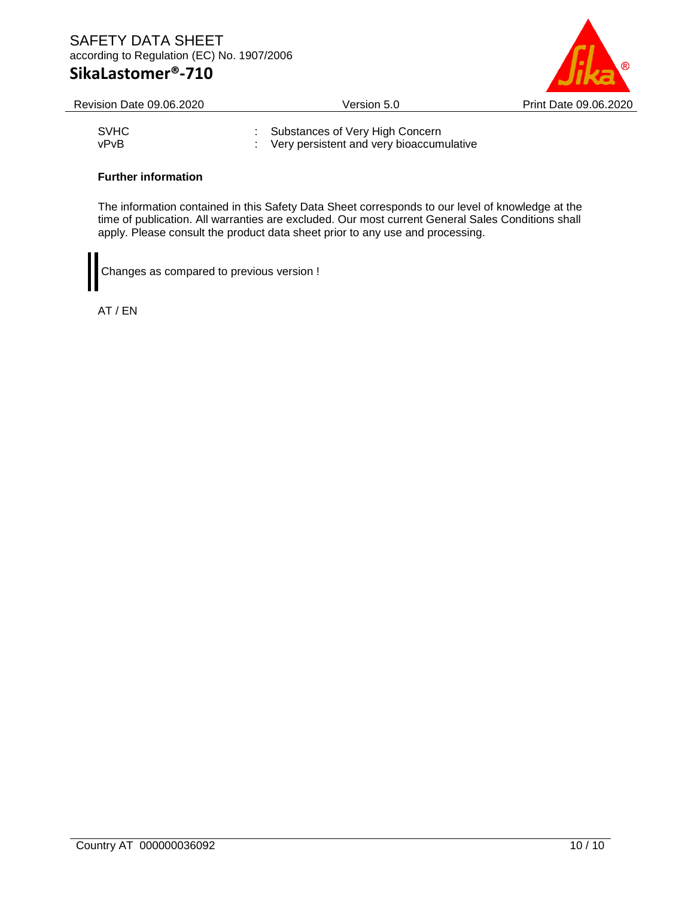| | | |
|---|---|---|
| SVHC | : | Substances of Very High Concern |
| vPvB | : | Very persistent and very bioaccumulative |

**Further information**

The information contained in this Safety Data Sheet corresponds to our level of knowledge at the time of publication. All warranties are excluded. Our most current General Sales Conditions shall apply. Please consult the product data sheet prior to any use and processing.

Changes as compared to previous version !

AT / EN